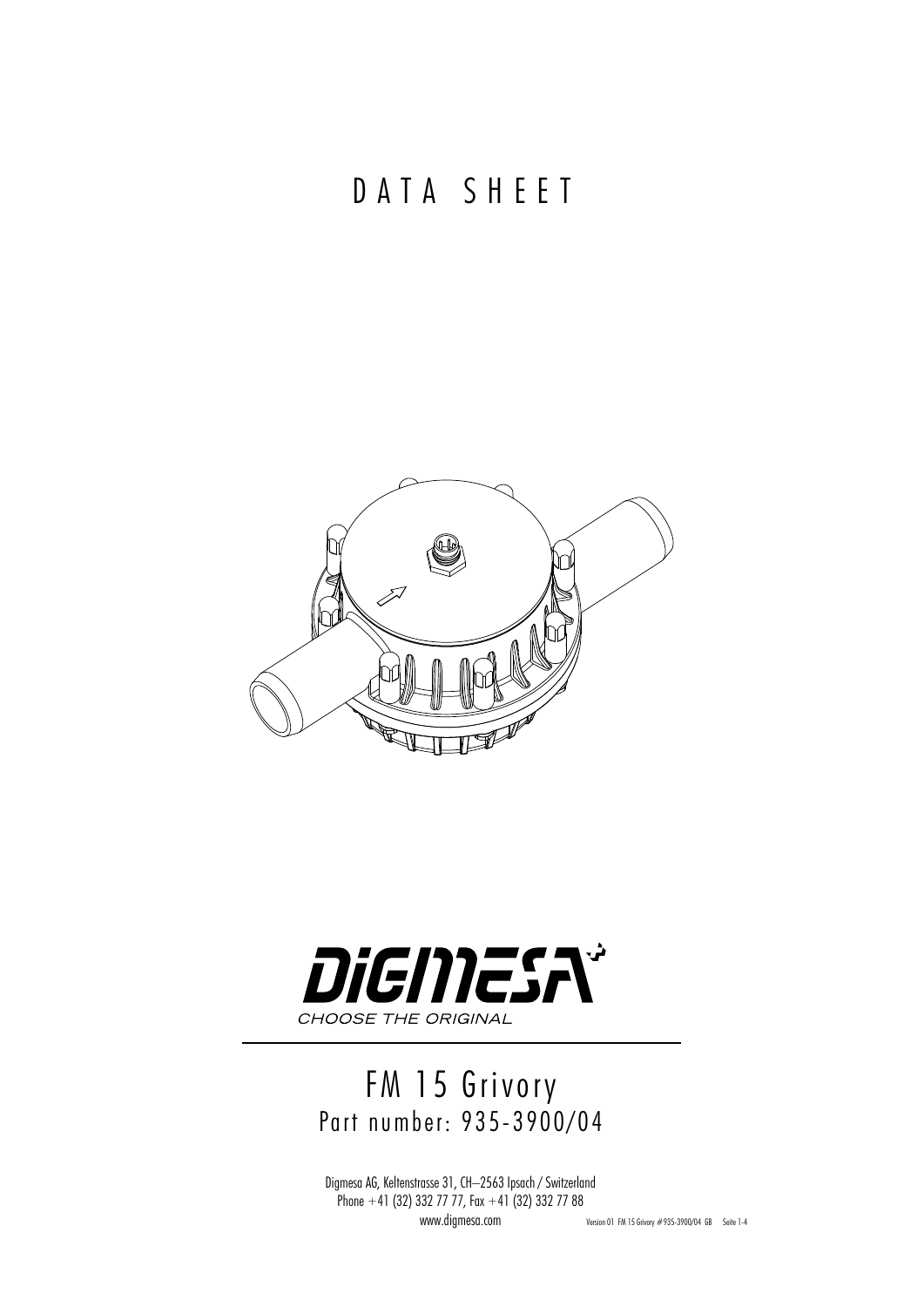# DATA SHEET

DIGMESA
CHOOSE THE ORIGINAL

## FM 15 Grivory
Part number: 935-3900/04

Digmesa AG, Keltenstrasse 31, CH–2563 Ipsach / Switzerland
Phone +41 (32) 332 77 77, Fax +41 (32) 332 77 88
www.digmesa.com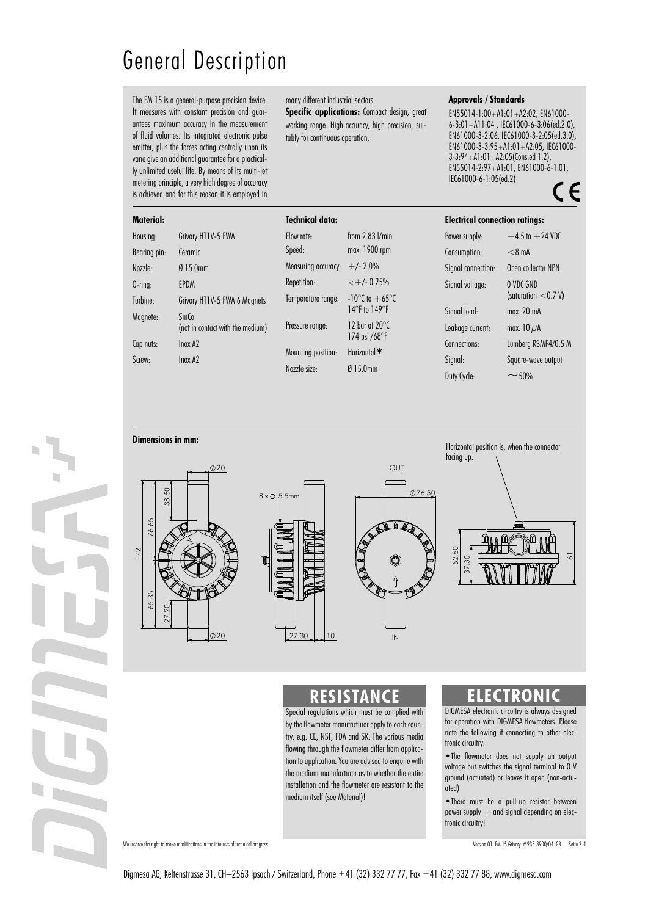# General Description

The FM 15 is a general-purpose precision device. It measures with constant precision and guarantees maximum accuracy in the measurement of fluid volumes. Its integrated electronic pulse emitter, plus the forces acting centrally upon its vane give an additional guarantee for a practically unlimited useful life. By means of its multi-jet metering principle, a very high degree of accuracy is achieved and for this reason it is employed in many different industrial sectors.

**Specific applications:** Compact design, great working range. High accuracy, high precision, suitably for continuous operation.

**Approvals / Standards**

EN55014-1:00+A1:01+A2:02, EN61000-6-3:01+A11:04 , IEC61000-6-3:06(ed.2.0), EN61000-3-2:06, IEC61000-3-2:05(ed.3.0), EN61000-3-3:95+A1:01+A2:05, IEC61000-3-3:94+A1:01+A2:05(Cons.ed 1.2), EN55014-2:97+A1:01, EN61000-6-1:01, IEC61000-6-1:05(ed.2)

CE

**Material:**

| | |
|---|---|
| Housing: | Grivory HT1V-5 FWA |
| Bearing pin: | Ceramic |
| Nozzle: | Ø 15.0mm |
| O-ring: | EPDM |
| Turbine: | Grivory HT1V-5 FWA 6 Magnets |
| Magnete: | SmCo (not in contact with the medium) |
| Cap nuts: | Inox A2 |
| Screw: | Inox A2 |

**Technical data:**

| | |
|---|---|
| Flow rate: | from 2.83 l/min |
| Speed: | max. 1900 rpm |
| Measuring accuracy: | +/- 2.0% |
| Repetition: | <+/- 0.25% |
| Temperature range: | -10°C to +65°C 14°F to 149°F |
| Pressure range: | 12 bar at 20°C 174 psi /68°F |
| Mounting position: | Horizontal * |
| Nozzle size: | Ø 15.0mm |

**Electrical connection ratings:**

| | |
|---|---|
| Power supply: | +4.5 to +24 VDC |
| Consumption: | <8 mA |
| Signal connection: | Open collector NPN |
| Signal voltage: | 0 VDC GND (saturation <0.7 V) |
| Signal load: | max. 20 mA |
| Leakage current: | max. 10 µA |
| Connections: | Lumberg RSMF4/0.5 M |
| Signal: | Square-wave output |
| Duty Cycle: | ~50% |

**Dimensions in mm:**

Horizontal position is, when the connector facing up.

## RESISTANCE

Special regulations which must be complied with by the flowmeter manufacturer apply to each country, e.g. CE, NSF, FDA and SK. The various media flowing through the flowmeter differ from application to application. You are advised to enquire with the medium manufacturer as to whether the entire installation and the flowmeter are resistant to the medium itself (see Material)!

## ELECTRONIC

DIGMESA electronic circuitry is always designed for operation with DIGMESA flowmeters. Please note the following if connecting to other electronic circuitry:

- The flowmeter does not supply an output voltage but switches the signal terminal to 0 V ground (actuated) or leaves it open (non-actuated)
- There must be a pull-up resistor between power supply + and signal depending on electronic circuitry!

We reserve the right to make modifications in the interests of technical progress.

Version 01 FM 15 Grivory #935-3900/04 GB

Digmesa AG, Keltenstrasse 31, CH–2563 Ipsach / Switzerland, Phone +41 (32) 332 77 77, Fax +41 (32) 332 77 88, www.digmesa.com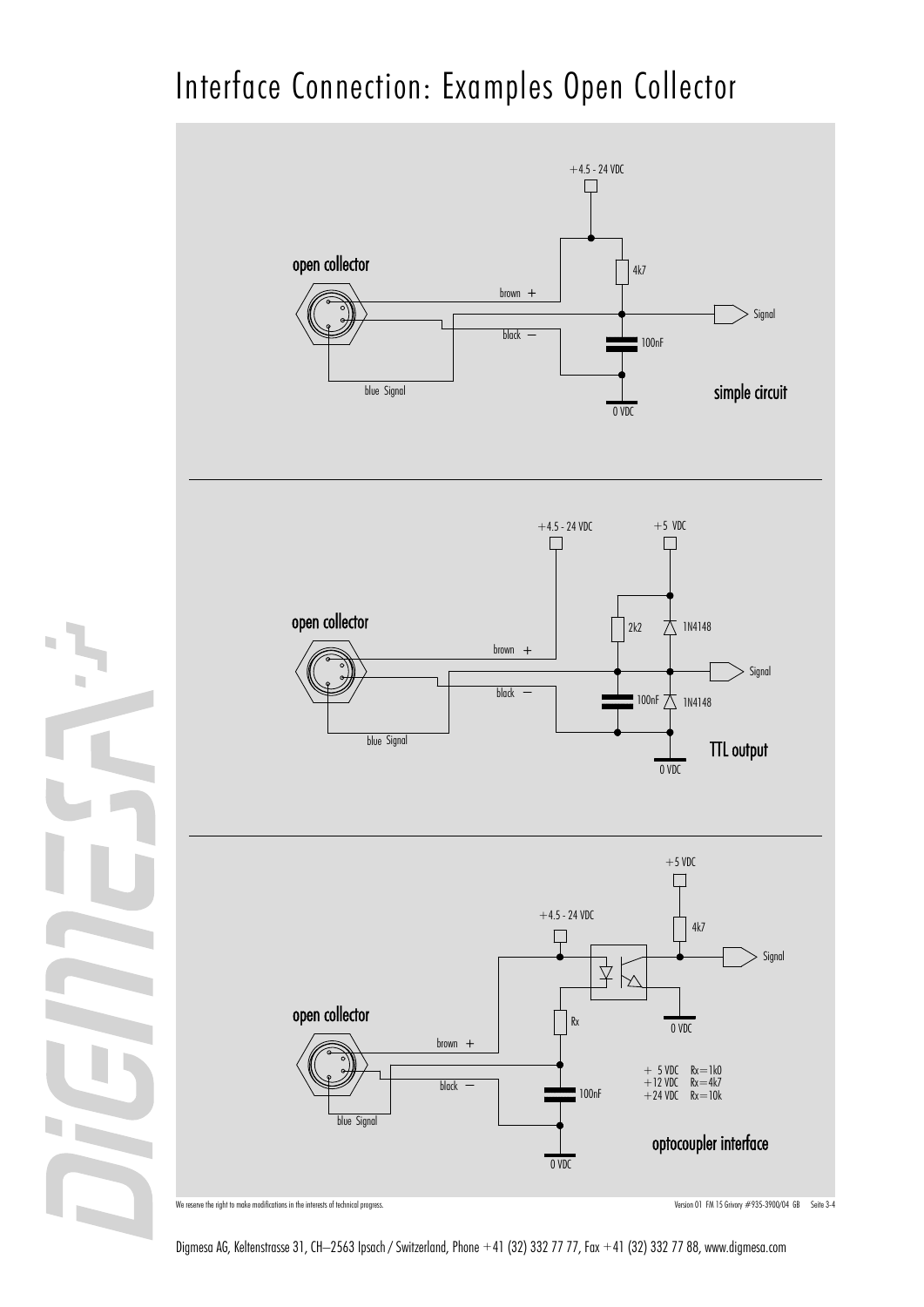# Interface Connection: Examples Open Collector

open collector

+4.5 - 24 VDC

brown +

black –

blue Signal

4k7

100nF

Signal

0 VDC

simple circuit

open collector

+4.5 - 24 VDC

+5 VDC

brown +

black –

blue Signal

2k2

1N4148

100nF

1N4148

Signal

0 VDC

TTL output

open collector

+5 VDC

+4.5 - 24 VDC

4k7

Signal

0 VDC

Rx

brown +

black –

blue Signal

100nF

0 VDC

| | |
|---|---|
| + 5 VDC | Rx=1k0 |
| +12 VDC | Rx=4k7 |
| +24 VDC | Rx=10k |

optocoupler interface

We reserve the right to make modifications in the interests of technical progress.

Version 01 FM 15 Grivory #935-3900/04 GB Seite 3-4

Digmesa AG, Keltenstrasse 31, CH–2563 Ipsach / Switzerland, Phone +41 (32) 332 77 77, Fax +41 (32) 332 77 88, www.digmesa.com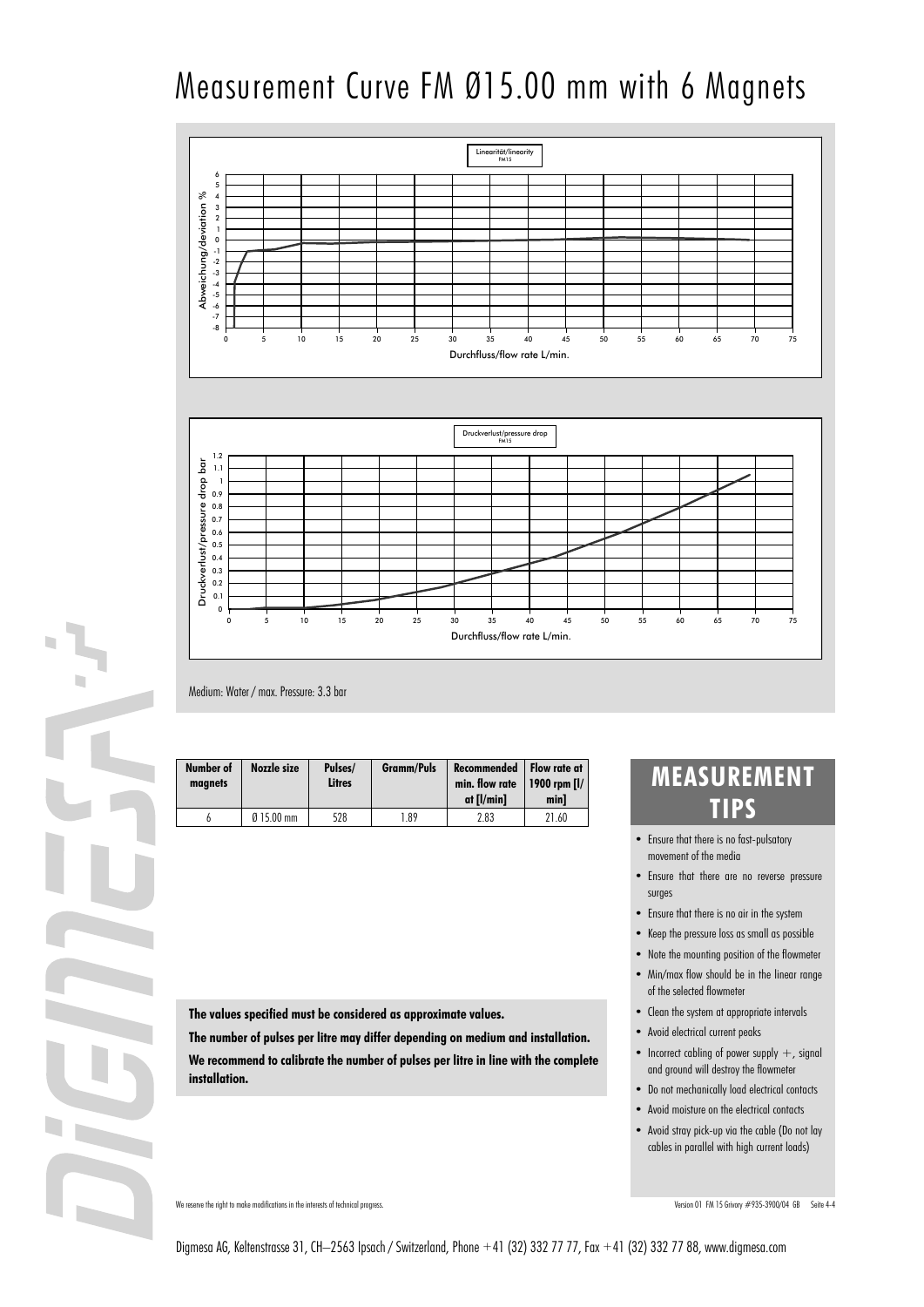# Measurement Curve FM Ø15.00 mm with 6 Magnets

Linearität/linearity
FM15

Abweichung/deviation %

6
5
4
3
2
1
0
-1
-2
-3
-4
-5
-6
-7
-8

0 5 10 15 20 25 30 35 40 45 50 55 60 65 70 75

Durchfluss/flow rate L/min.

Druckverlust/pressure drop
FM15

Druckverlust/pressure drop bar

1.2
1.1
1
0.9
0.8
0.7
0.6
0.5
0.4
0.3
0.2
0.1
0

0 5 10 15 20 25 30 35 40 45 50 55 60 65 70 75

Durchfluss/flow rate L/min.

Medium: Water / max. Pressure: 3.3 bar

| Number of magnets | Nozzle size | Pulses/ Litres | Gramm/Puls | Recommended min. flow rate at [l/min] | Flow rate at 1900 rpm [l/min] |
|---|---|---|---|---|---|
| 6 | Ø 15.00 mm | 528 | 1.89 | 2.83 | 21.60 |

**The values specified must be considered as approximate values.**

**The number of pulses per litre may differ depending on medium and installation.**

**We recommend to calibrate the number of pulses per litre in line with the complete installation.**

## MEASUREMENT TIPS

- Ensure that there is no fast-pulsatory movement of the media
- Ensure that there are no reverse pressure surges
- Ensure that there is no air in the system
- Keep the pressure loss as small as possible
- Note the mounting position of the flowmeter
- Min/max flow should be in the linear range of the selected flowmeter
- Clean the system at appropriate intervals
- Avoid electrical current peaks
- Incorrect cabling of power supply +, signal and ground will destroy the flowmeter
- Do not mechanically load electrical contacts
- Avoid moisture on the electrical contacts
- Avoid stray pick-up via the cable (Do not lay cables in parallel with high current loads)

We reserve the right to make modifications in the interests of technical progress.

Version 01 FM 15 Grivory #935-3900/04 GB

Digmesa AG, Keltenstrasse 31, CH–2563 Ipsach / Switzerland, Phone +41 (32) 332 77 77, Fax +41 (32) 332 77 88, www.digmesa.com